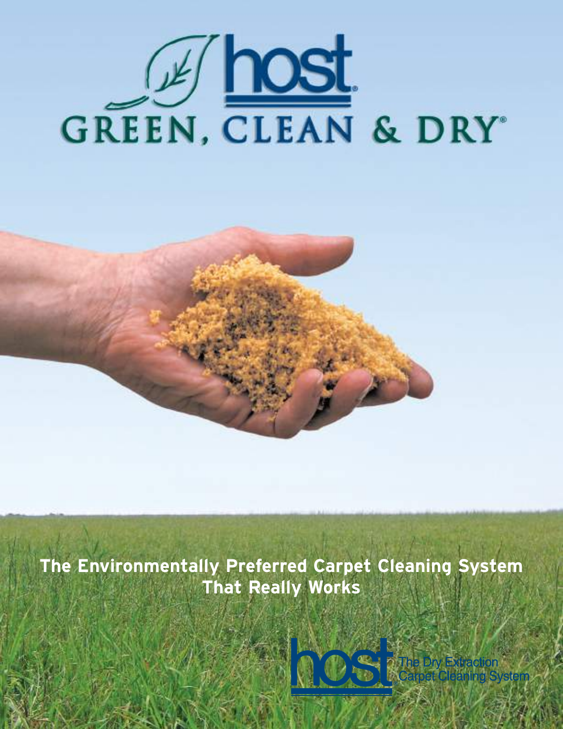# host

# GREEN, CLEAN & DRY®

**The Environmentally Preferred Carpet Cleaning System That Really Works**

host® The Dry Extraction Carpet Cleaning System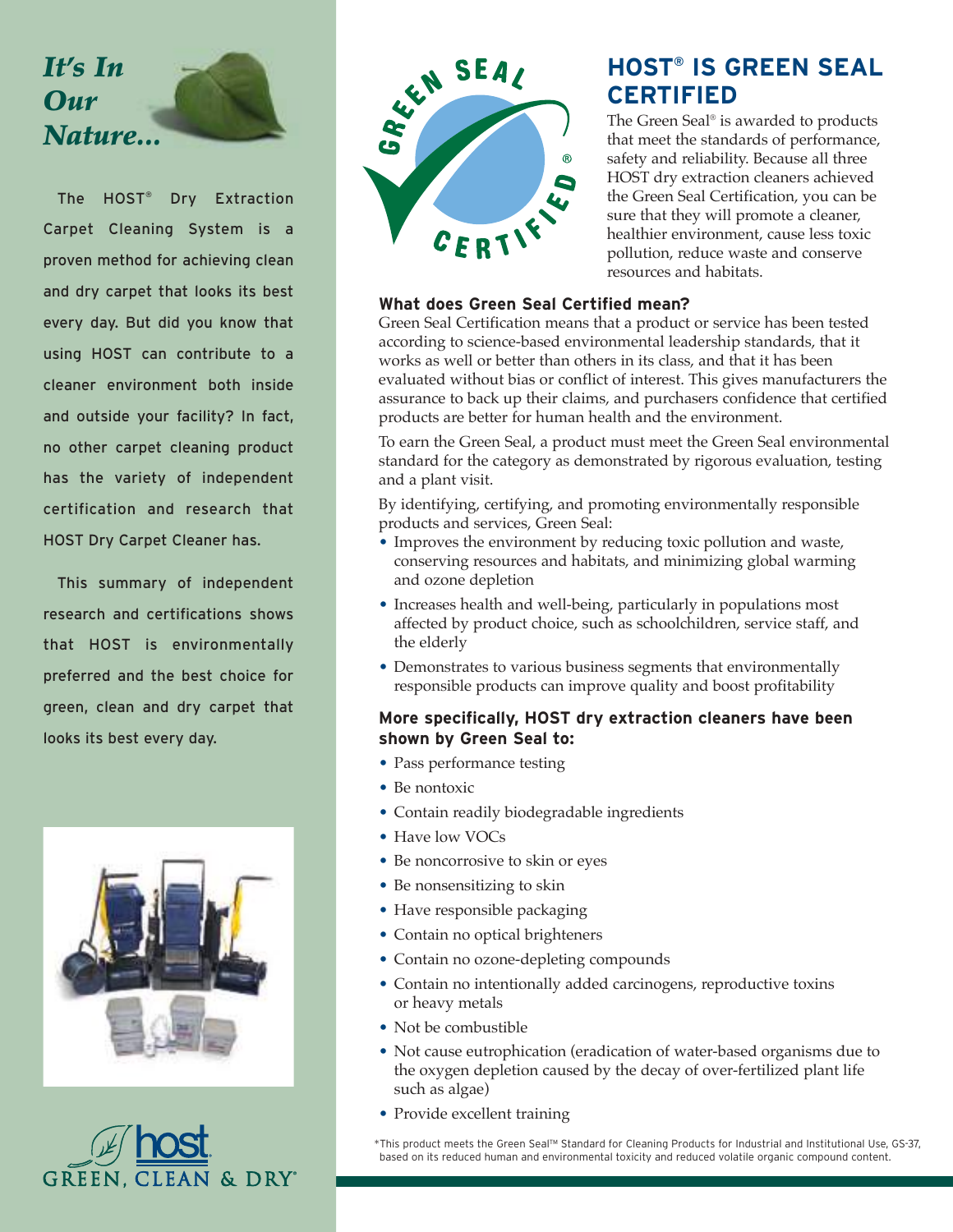*It's In Our Nature...*

The HOST® Dry Extraction Carpet Cleaning System is a proven method for achieving clean and dry carpet that looks its best every day. But did you know that using HOST can contribute to a cleaner environment both inside and outside your facility? In fact, no other carpet cleaning product has the variety of independent certification and research that HOST Dry Carpet Cleaner has.

This summary of independent research and certifications shows that HOST is environmentally preferred and the best choice for green, clean and dry carpet that looks its best every day.

host GREEN, CLEAN & DRY®

## HOST® IS GREEN SEAL CERTIFIED

The Green Seal® is awarded to products that meet the standards of performance, safety and reliability. Because all three HOST dry extraction cleaners achieved the Green Seal Certification, you can be sure that they will promote a cleaner, healthier environment, cause less toxic pollution, reduce waste and conserve resources and habitats.

### What does Green Seal Certified mean?

Green Seal Certification means that a product or service has been tested according to science-based environmental leadership standards, that it works as well or better than others in its class, and that it has been evaluated without bias or conflict of interest. This gives manufacturers the assurance to back up their claims, and purchasers confidence that certified products are better for human health and the environment.

To earn the Green Seal, a product must meet the Green Seal environmental standard for the category as demonstrated by rigorous evaluation, testing and a plant visit.

By identifying, certifying, and promoting environmentally responsible products and services, Green Seal:

- Improves the environment by reducing toxic pollution and waste, conserving resources and habitats, and minimizing global warming and ozone depletion
- Increases health and well-being, particularly in populations most affected by product choice, such as schoolchildren, service staff, and the elderly
- Demonstrates to various business segments that environmentally responsible products can improve quality and boost profitability

### More specifically, HOST dry extraction cleaners have been shown by Green Seal to:

- Pass performance testing
- Be nontoxic
- Contain readily biodegradable ingredients
- Have low VOCs
- Be noncorrosive to skin or eyes
- Be nonsensitizing to skin
- Have responsible packaging
- Contain no optical brighteners
- Contain no ozone-depleting compounds
- Contain no intentionally added carcinogens, reproductive toxins or heavy metals
- Not be combustible
- Not cause eutrophication (eradication of water-based organisms due to the oxygen depletion caused by the decay of over-fertilized plant life such as algae)
- Provide excellent training

*This product meets the Green Seal™ Standard for Cleaning Products for Industrial and Institutional Use, GS-37, based on its reduced human and environmental toxicity and reduced volatile organic compound content.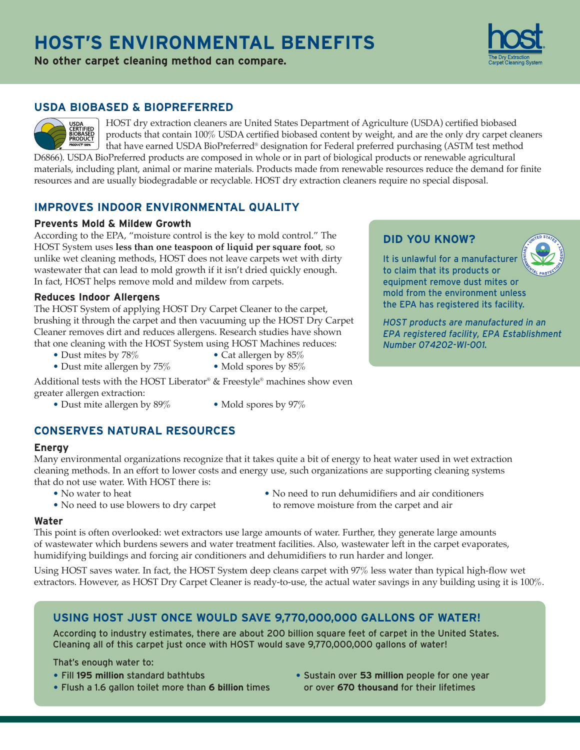# HOST'S ENVIRONMENTAL BENEFITS

**No other carpet cleaning method can compare.**

## USDA BIOBASED & BIOPREFERRED

HOST dry extraction cleaners are United States Department of Agriculture (USDA) certified biobased products that contain 100% USDA certified biobased content by weight, and are the only dry carpet cleaners that have earned USDA BioPreferred® designation for Federal preferred purchasing (ASTM test method D6866). USDA BioPreferred products are composed in whole or in part of biological products or renewable agricultural materials, including plant, animal or marine materials. Products made from renewable resources reduce the demand for finite resources and are usually biodegradable or recyclable. HOST dry extraction cleaners require no special disposal.

## IMPROVES INDOOR ENVIRONMENTAL QUALITY

### Prevents Mold & Mildew Growth

According to the EPA, "moisture control is the key to mold control." The HOST System uses **less than one teaspoon of liquid per square foot**, so unlike wet cleaning methods, HOST does not leave carpets wet with dirty wastewater that can lead to mold growth if it isn't dried quickly enough. In fact, HOST helps remove mold and mildew from carpets.

### Reduces Indoor Allergens

The HOST System of applying HOST Dry Carpet Cleaner to the carpet, brushing it through the carpet and then vacuuming up the HOST Dry Carpet Cleaner removes dirt and reduces allergens. Research studies have shown that one cleaning with the HOST System using HOST Machines reduces:

- Dust mites by 78%
- Dust mite allergen by 75%
- Cat allergen by 85%
- Mold spores by 85%

Additional tests with the HOST Liberator® & Freestyle® machines show even greater allergen extraction:

- Dust mite allergen by 89%
- Mold spores by 97%

### DID YOU KNOW?

It is unlawful for a manufacturer to claim that its products or equipment remove dust mites or mold from the environment unless the EPA has registered its facility.

*HOST products are manufactured in an EPA registered facility, EPA Establishment Number 074202-WI-001.*

## CONSERVES NATURAL RESOURCES

### Energy

Many environmental organizations recognize that it takes quite a bit of energy to heat water used in wet extraction cleaning methods. In an effort to lower costs and energy use, such organizations are supporting cleaning systems that do not use water. With HOST there is:

- No water to heat
- No need to use blowers to dry carpet
- No need to run dehumidifiers and air conditioners to remove moisture from the carpet and air

### Water

This point is often overlooked: wet extractors use large amounts of water. Further, they generate large amounts of wastewater which burdens sewers and water treatment facilities. Also, wastewater left in the carpet evaporates, humidifying buildings and forcing air conditioners and dehumidifiers to run harder and longer.

Using HOST saves water. In fact, the HOST System deep cleans carpet with 97% less water than typical high-flow wet extractors. However, as HOST Dry Carpet Cleaner is ready-to-use, the actual water savings in any building using it is 100%.

## USING HOST JUST ONCE WOULD SAVE 9,770,000,000 GALLONS OF WATER!

According to industry estimates, there are about 200 billion square feet of carpet in the United States. Cleaning all of this carpet just once with HOST would save 9,770,000,000 gallons of water!

That's enough water to:

- Fill **195 million** standard bathtubs
- Flush a 1.6 gallon toilet more than **6 billion** times
- Sustain over **53 million** people for one year or over **670 thousand** for their lifetimes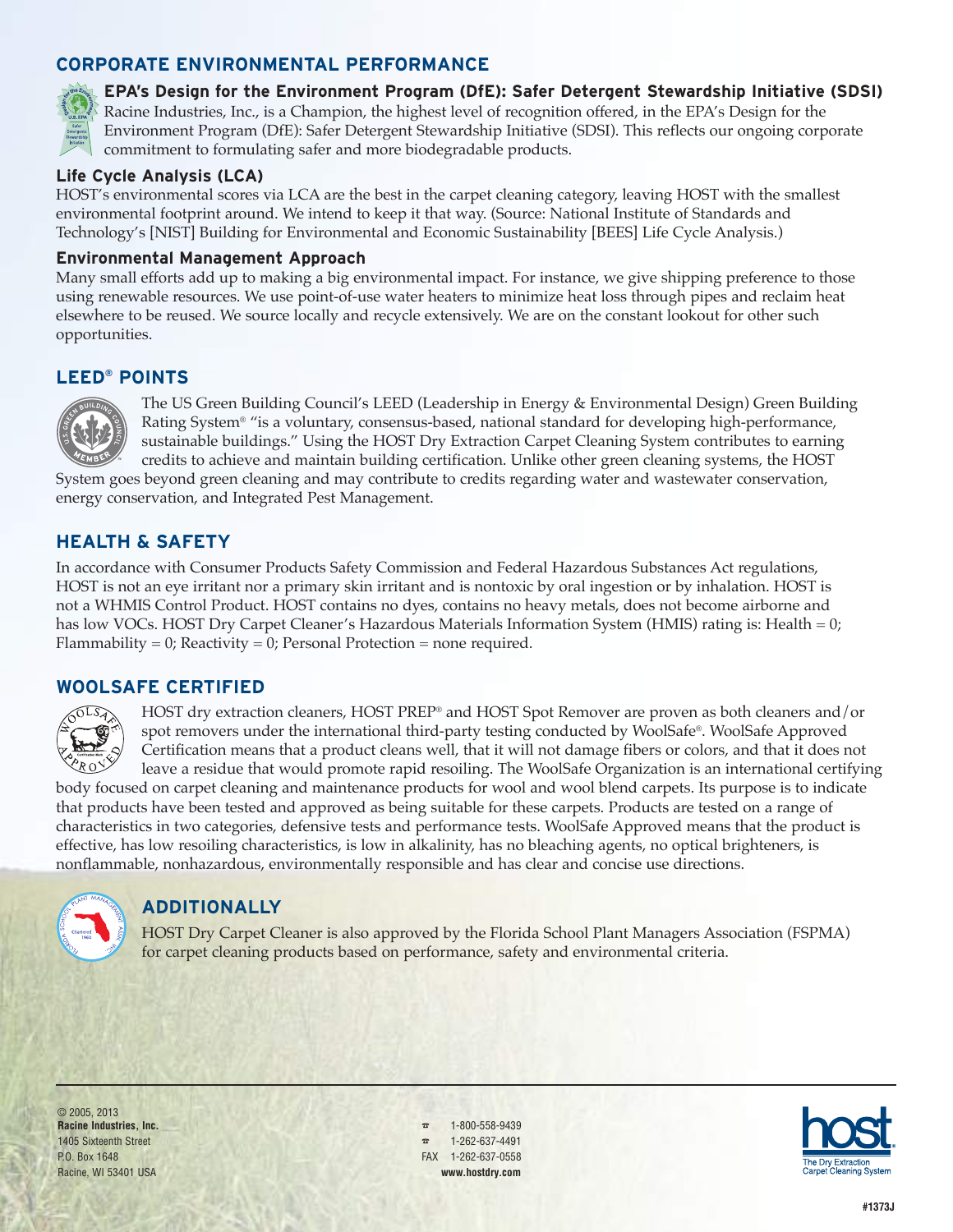## CORPORATE ENVIRONMENTAL PERFORMANCE

### EPA's Design for the Environment Program (DfE): Safer Detergent Stewardship Initiative (SDSI)

Racine Industries, Inc., is a Champion, the highest level of recognition offered, in the EPA's Design for the Environment Program (DfE): Safer Detergent Stewardship Initiative (SDSI). This reflects our ongoing corporate commitment to formulating safer and more biodegradable products.

### Life Cycle Analysis (LCA)

HOST's environmental scores via LCA are the best in the carpet cleaning category, leaving HOST with the smallest environmental footprint around. We intend to keep it that way. (Source: National Institute of Standards and Technology's [NIST] Building for Environmental and Economic Sustainability [BEES] Life Cycle Analysis.)

### Environmental Management Approach

Many small efforts add up to making a big environmental impact. For instance, we give shipping preference to those using renewable resources. We use point-of-use water heaters to minimize heat loss through pipes and reclaim heat elsewhere to be reused. We source locally and recycle extensively. We are on the constant lookout for other such opportunities.

## LEED® POINTS

The US Green Building Council's LEED (Leadership in Energy & Environmental Design) Green Building Rating System® "is a voluntary, consensus-based, national standard for developing high-performance, sustainable buildings." Using the HOST Dry Extraction Carpet Cleaning System contributes to earning credits to achieve and maintain building certification. Unlike other green cleaning systems, the HOST System goes beyond green cleaning and may contribute to credits regarding water and wastewater conservation, energy conservation, and Integrated Pest Management.

## HEALTH & SAFETY

In accordance with Consumer Products Safety Commission and Federal Hazardous Substances Act regulations, HOST is not an eye irritant nor a primary skin irritant and is nontoxic by oral ingestion or by inhalation. HOST is not a WHMIS Control Product. HOST contains no dyes, contains no heavy metals, does not become airborne and has low VOCs. HOST Dry Carpet Cleaner's Hazardous Materials Information System (HMIS) rating is: Health = 0; Flammability = 0; Reactivity = 0; Personal Protection = none required.

## WOOLSAFE CERTIFIED

HOST dry extraction cleaners, HOST PREP® and HOST Spot Remover are proven as both cleaners and/or spot removers under the international third-party testing conducted by WoolSafe®. WoolSafe Approved Certification means that a product cleans well, that it will not damage fibers or colors, and that it does not leave a residue that would promote rapid resoiling. The WoolSafe Organization is an international certifying body focused on carpet cleaning and maintenance products for wool and wool blend carpets. Its purpose is to indicate that products have been tested and approved as being suitable for these carpets. Products are tested on a range of characteristics in two categories, defensive tests and performance tests. WoolSafe Approved means that the product is effective, has low resoiling characteristics, is low in alkalinity, has no bleaching agents, no optical brighteners, is nonflammable, nonhazardous, environmentally responsible and has clear and concise use directions.

## ADDITIONALLY

HOST Dry Carpet Cleaner is also approved by the Florida School Plant Managers Association (FSPMA) for carpet cleaning products based on performance, safety and environmental criteria.

© 2005, 2013
**Racine Industries, Inc.**
1405 Sixteenth Street
P.O. Box 1648
Racine, WI 53401 USA

☎ 1-800-558-9439
☎ 1-262-637-4491
FAX 1-262-637-0558
**www.hostdry.com**

host® The Dry Extraction Carpet Cleaning System

#1373J